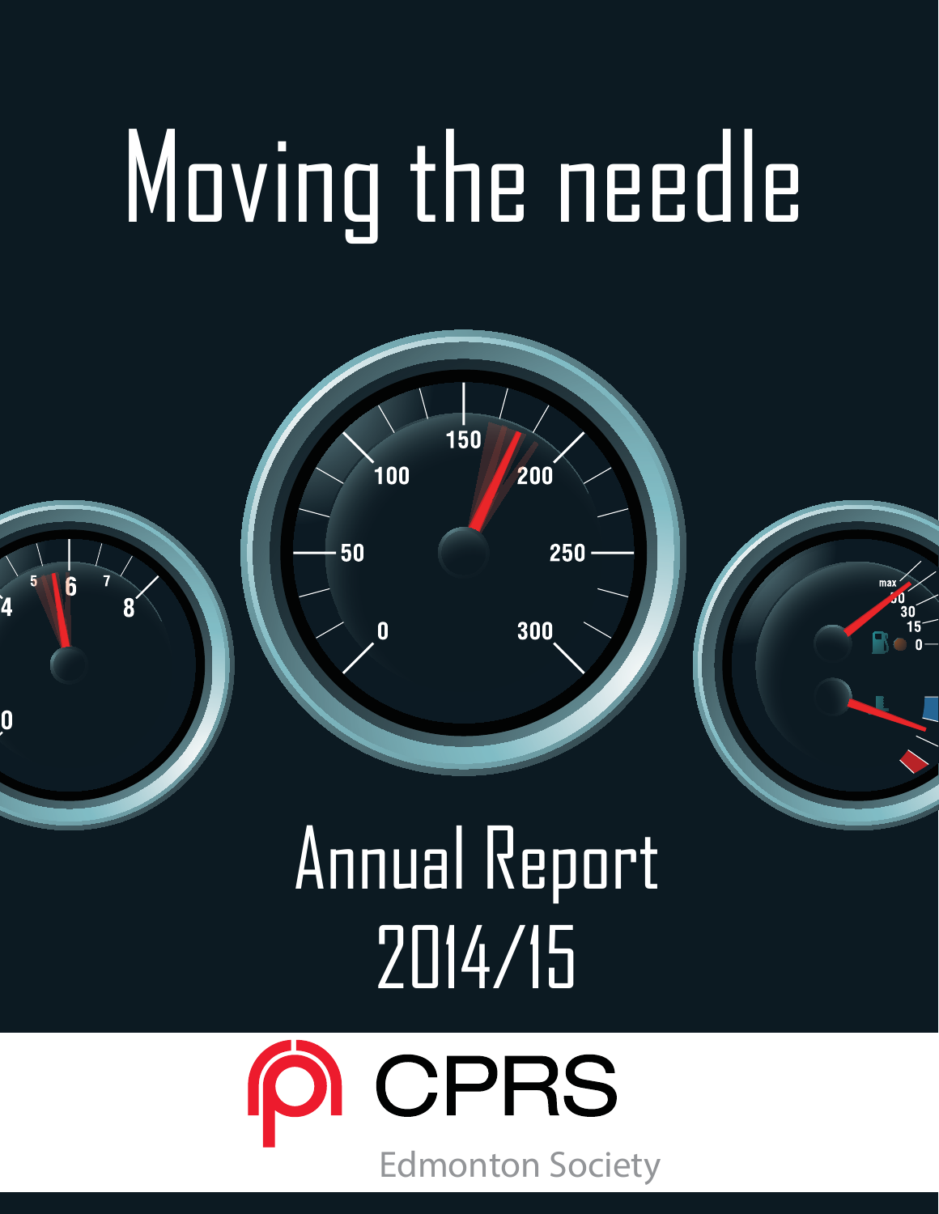# Moving the needle

## Annual Report 2014/15

CPRS

Edmonton Society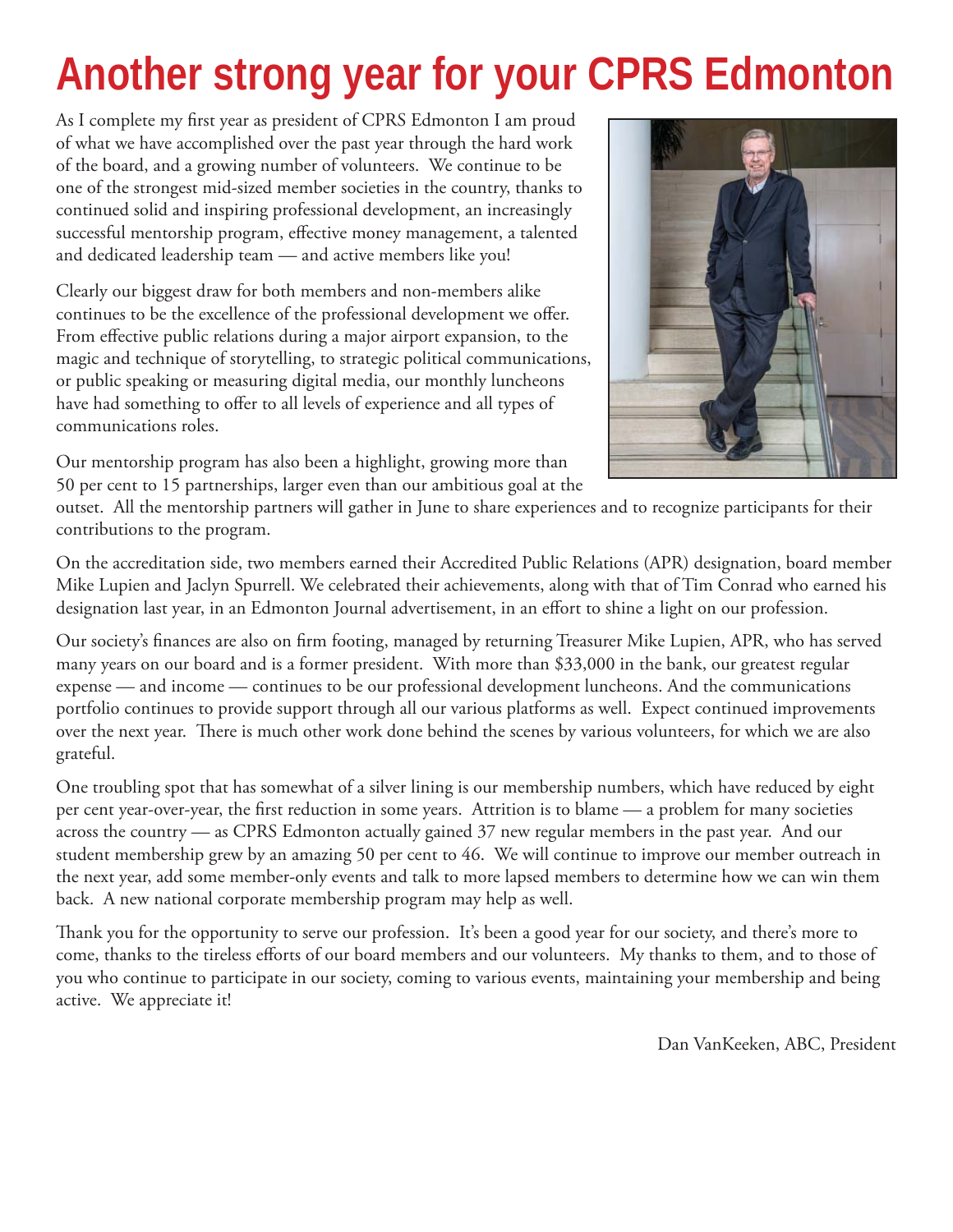# Another strong year for your CPRS Edmonton

As I complete my first year as president of CPRS Edmonton I am proud of what we have accomplished over the past year through the hard work of the board, and a growing number of volunteers. We continue to be one of the strongest mid-sized member societies in the country, thanks to continued solid and inspiring professional development, an increasingly successful mentorship program, effective money management, a talented and dedicated leadership team — and active members like you!

Clearly our biggest draw for both members and non-members alike continues to be the excellence of the professional development we offer. From effective public relations during a major airport expansion, to the magic and technique of storytelling, to strategic political communications, or public speaking or measuring digital media, our monthly luncheons have had something to offer to all levels of experience and all types of communications roles.

Our mentorship program has also been a highlight, growing more than 50 per cent to 15 partnerships, larger even than our ambitious goal at the outset. All the mentorship partners will gather in June to share experiences and to recognize participants for their contributions to the program.

On the accreditation side, two members earned their Accredited Public Relations (APR) designation, board member Mike Lupien and Jaclyn Spurrell. We celebrated their achievements, along with that of Tim Conrad who earned his designation last year, in an Edmonton Journal advertisement, in an effort to shine a light on our profession.

Our society's finances are also on firm footing, managed by returning Treasurer Mike Lupien, APR, who has served many years on our board and is a former president. With more than $33,000 in the bank, our greatest regular expense — and income — continues to be our professional development luncheons. And the communications portfolio continues to provide support through all our various platforms as well. Expect continued improvements over the next year. There is much other work done behind the scenes by various volunteers, for which we are also grateful.

One troubling spot that has somewhat of a silver lining is our membership numbers, which have reduced by eight per cent year-over-year, the first reduction in some years. Attrition is to blame — a problem for many societies across the country — as CPRS Edmonton actually gained 37 new regular members in the past year. And our student membership grew by an amazing 50 per cent to 46. We will continue to improve our member outreach in the next year, add some member-only events and talk to more lapsed members to determine how we can win them back. A new national corporate membership program may help as well.

Thank you for the opportunity to serve our profession. It's been a good year for our society, and there's more to come, thanks to the tireless efforts of our board members and our volunteers. My thanks to them, and to those of you who continue to participate in our society, coming to various events, maintaining your membership and being active. We appreciate it!

Dan VanKeeken, ABC, President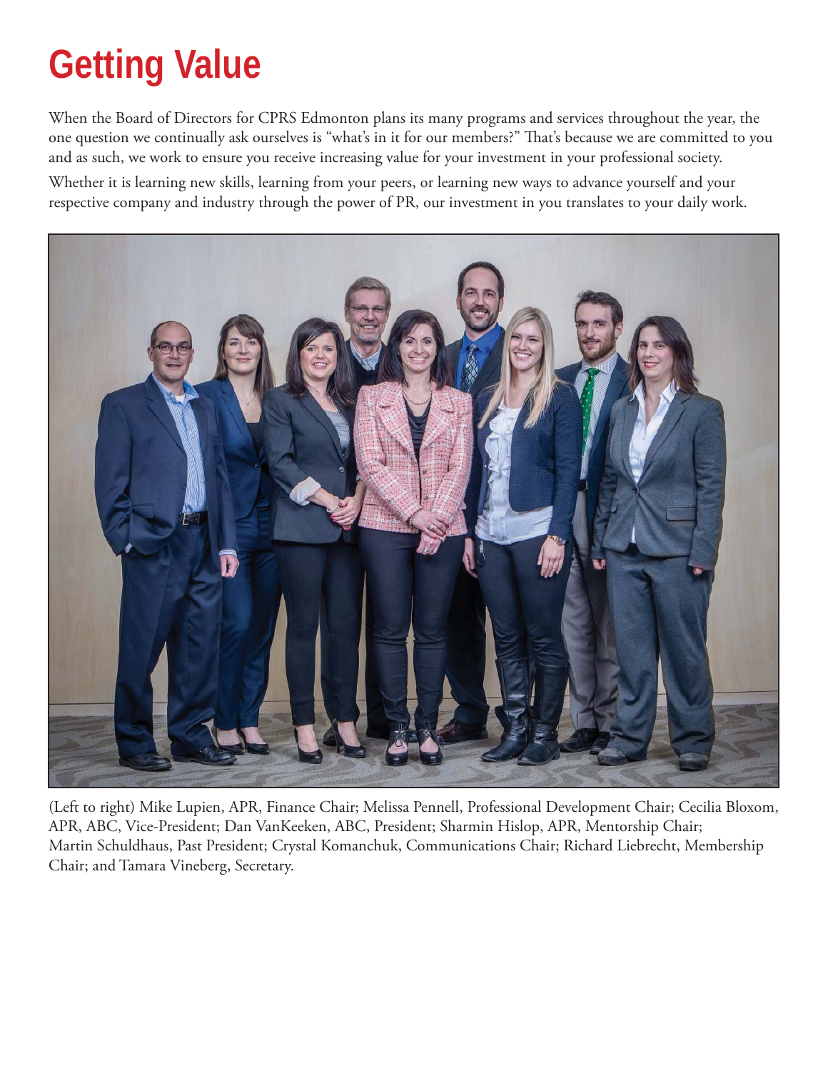# Getting Value

When the Board of Directors for CPRS Edmonton plans its many programs and services throughout the year, the one question we continually ask ourselves is "what's in it for our members?" That's because we are committed to you and as such, we work to ensure you receive increasing value for your investment in your professional society.

Whether it is learning new skills, learning from your peers, or learning new ways to advance yourself and your respective company and industry through the power of PR, our investment in you translates to your daily work.

(Left to right) Mike Lupien, APR, Finance Chair; Melissa Pennell, Professional Development Chair; Cecilia Bloxom, APR, ABC, Vice-President; Dan VanKeeken, ABC, President; Sharmin Hislop, APR, Mentorship Chair; Martin Schuldhaus, Past President; Crystal Komanchuk, Communications Chair; Richard Liebrecht, Membership Chair; and Tamara Vineberg, Secretary.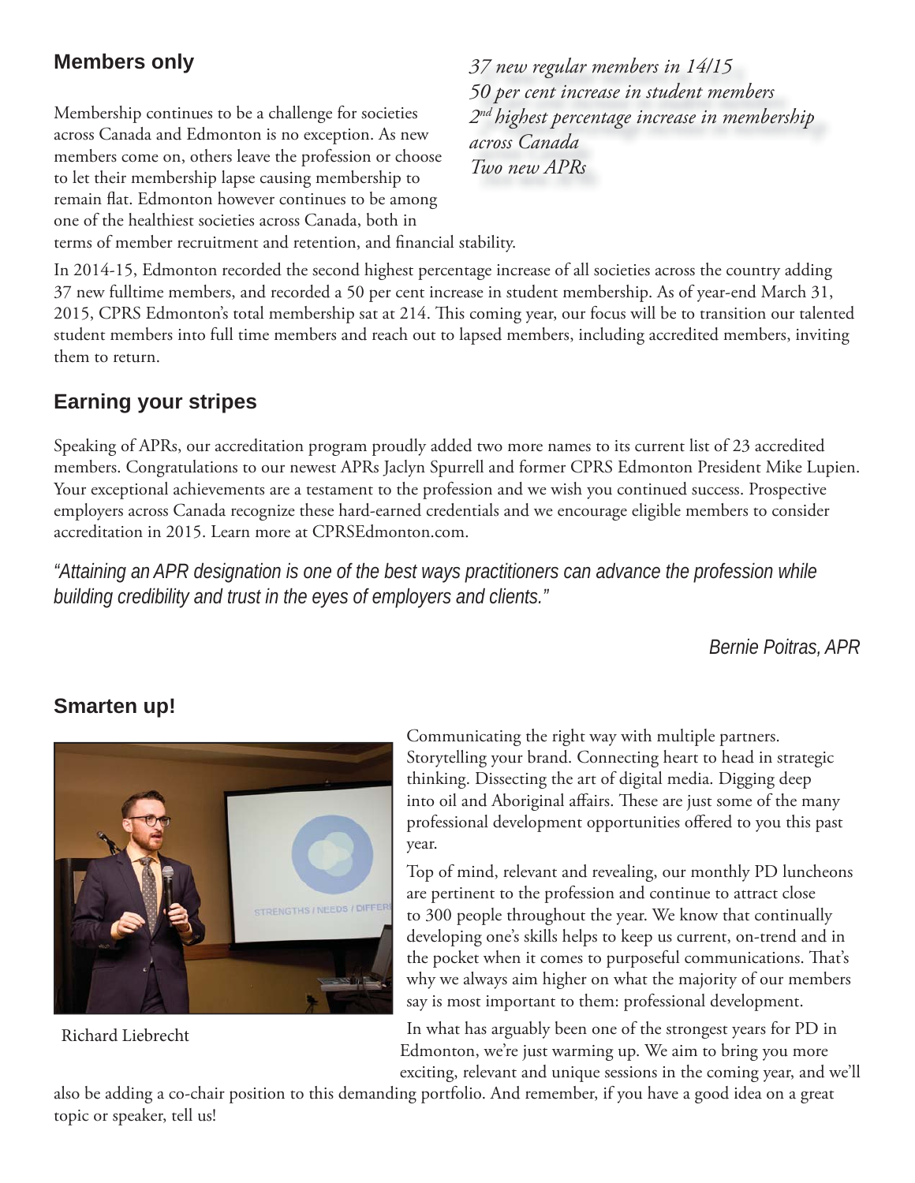## Members only

*37 new regular members in 14/15*
*50 per cent increase in student members*
*2nd highest percentage increase in membership across Canada*
*Two new APRs*

Membership continues to be a challenge for societies across Canada and Edmonton is no exception. As new members come on, others leave the profession or choose to let their membership lapse causing membership to remain flat. Edmonton however continues to be among one of the healthiest societies across Canada, both in terms of member recruitment and retention, and financial stability.

In 2014-15, Edmonton recorded the second highest percentage increase of all societies across the country adding 37 new fulltime members, and recorded a 50 per cent increase in student membership. As of year-end March 31, 2015, CPRS Edmonton's total membership sat at 214. This coming year, our focus will be to transition our talented student members into full time members and reach out to lapsed members, including accredited members, inviting them to return.

## Earning your stripes

Speaking of APRs, our accreditation program proudly added two more names to its current list of 23 accredited members. Congratulations to our newest APRs Jaclyn Spurrell and former CPRS Edmonton President Mike Lupien. Your exceptional achievements are a testament to the profession and we wish you continued success. Prospective employers across Canada recognize these hard-earned credentials and we encourage eligible members to consider accreditation in 2015. Learn more at CPRSEdmonton.com.

*"Attaining an APR designation is one of the best ways practitioners can advance the profession while building credibility and trust in the eyes of employers and clients."*

*Bernie Poitras, APR*

## Smarten up!

Richard Liebrecht

Communicating the right way with multiple partners. Storytelling your brand. Connecting heart to head in strategic thinking. Dissecting the art of digital media. Digging deep into oil and Aboriginal affairs. These are just some of the many professional development opportunities offered to you this past year.

Top of mind, relevant and revealing, our monthly PD luncheons are pertinent to the profession and continue to attract close to 300 people throughout the year. We know that continually developing one's skills helps to keep us current, on-trend and in the pocket when it comes to purposeful communications. That's why we always aim higher on what the majority of our members say is most important to them: professional development.

In what has arguably been one of the strongest years for PD in Edmonton, we're just warming up. We aim to bring you more exciting, relevant and unique sessions in the coming year, and we'll also be adding a co-chair position to this demanding portfolio. And remember, if you have a good idea on a great topic or speaker, tell us!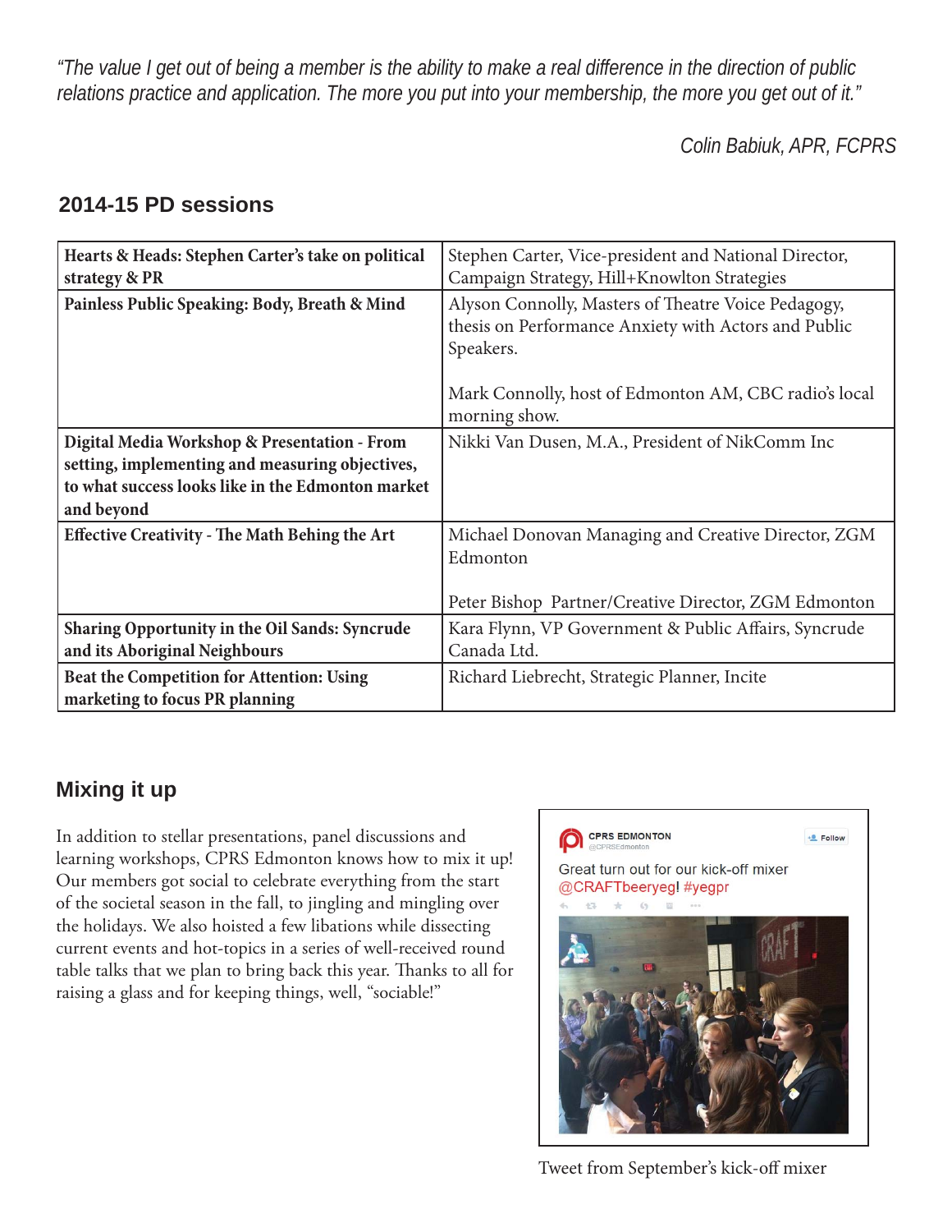*"The value I get out of being a member is the ability to make a real difference in the direction of public relations practice and application. The more you put into your membership, the more you get out of it."*

*Colin Babiuk, APR, FCPRS*

## 2014-15 PD sessions

| | |
|---|---|
| **Hearts & Heads: Stephen Carter's take on political strategy & PR** | Stephen Carter, Vice-president and National Director, Campaign Strategy, Hill+Knowlton Strategies |
| **Painless Public Speaking: Body, Breath & Mind** | Alyson Connolly, Masters of Theatre Voice Pedagogy, thesis on Performance Anxiety with Actors and Public Speakers.<br><br>Mark Connolly, host of Edmonton AM, CBC radio's local morning show. |
| **Digital Media Workshop & Presentation - From setting, implementing and measuring objectives, to what success looks like in the Edmonton market and beyond** | Nikki Van Dusen, M.A., President of NikComm Inc |
| **Effective Creativity - The Math Behing the Art** | Michael Donovan Managing and Creative Director, ZGM Edmonton<br><br>Peter Bishop Partner/Creative Director, ZGM Edmonton |
| **Sharing Opportunity in the Oil Sands: Syncrude and its Aboriginal Neighbours** | Kara Flynn, VP Government & Public Affairs, Syncrude Canada Ltd. |
| **Beat the Competition for Attention: Using marketing to focus PR planning** | Richard Liebrecht, Strategic Planner, Incite |

## Mixing it up

In addition to stellar presentations, panel discussions and learning workshops, CPRS Edmonton knows how to mix it up! Our members got social to celebrate everything from the start of the societal season in the fall, to jingling and mingling over the holidays. We also hoisted a few libations while dissecting current events and hot-topics in a series of well-received round table talks that we plan to bring back this year. Thanks to all for raising a glass and for keeping things, well, "sociable!"

CPRS EDMONTON
@CPRSEdmonton

Great turn out for our kick-off mixer @CRAFTbeeryeg! #yegpr

Tweet from September's kick-off mixer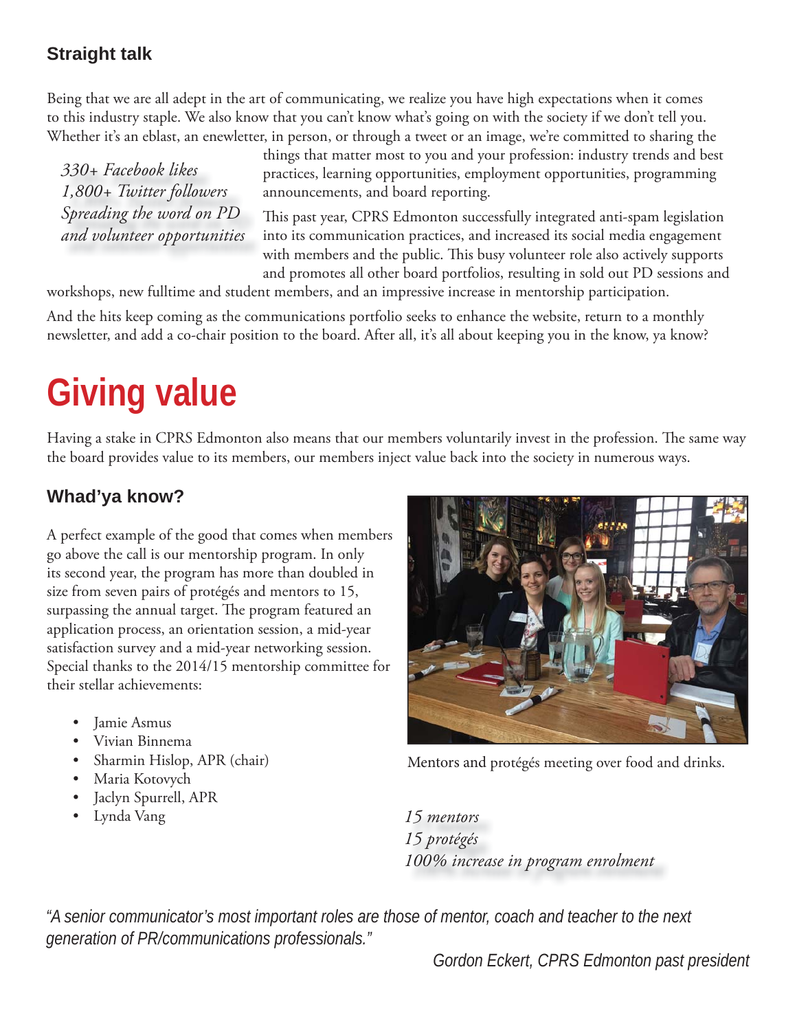### Straight talk

Being that we are all adept in the art of communicating, we realize you have high expectations when it comes to this industry staple. We also know that you can't know what's going on with the society if we don't tell you. Whether it's an eblast, an enewletter, in person, or through a tweet or an image, we're committed to sharing the things that matter most to you and your profession: industry trends and best practices, learning opportunities, employment opportunities, programming announcements, and board reporting.

*330+ Facebook likes*
*1,800+ Twitter followers*
*Spreading the word on PD and volunteer opportunities*

This past year, CPRS Edmonton successfully integrated anti-spam legislation into its communication practices, and increased its social media engagement with members and the public. This busy volunteer role also actively supports and promotes all other board portfolios, resulting in sold out PD sessions and workshops, new fulltime and student members, and an impressive increase in mentorship participation.

And the hits keep coming as the communications portfolio seeks to enhance the website, return to a monthly newsletter, and add a co-chair position to the board. After all, it's all about keeping you in the know, ya know?

# Giving value

Having a stake in CPRS Edmonton also means that our members voluntarily invest in the profession. The same way the board provides value to its members, our members inject value back into the society in numerous ways.

### Whad'ya know?

A perfect example of the good that comes when members go above the call is our mentorship program. In only its second year, the program has more than doubled in size from seven pairs of protégés and mentors to 15, surpassing the annual target. The program featured an application process, an orientation session, a mid-year satisfaction survey and a mid-year networking session. Special thanks to the 2014/15 mentorship committee for their stellar achievements:

- Jamie Asmus
- Vivian Binnema
- Sharmin Hislop, APR (chair)
- Maria Kotovych
- Jaclyn Spurrell, APR
- Lynda Vang

Mentors and protégés meeting over food and drinks.

*15 mentors*
*15 protégés*
*100% increase in program enrolment*

*"A senior communicator's most important roles are those of mentor, coach and teacher to the next generation of PR/communications professionals."*

*Gordon Eckert, CPRS Edmonton past president*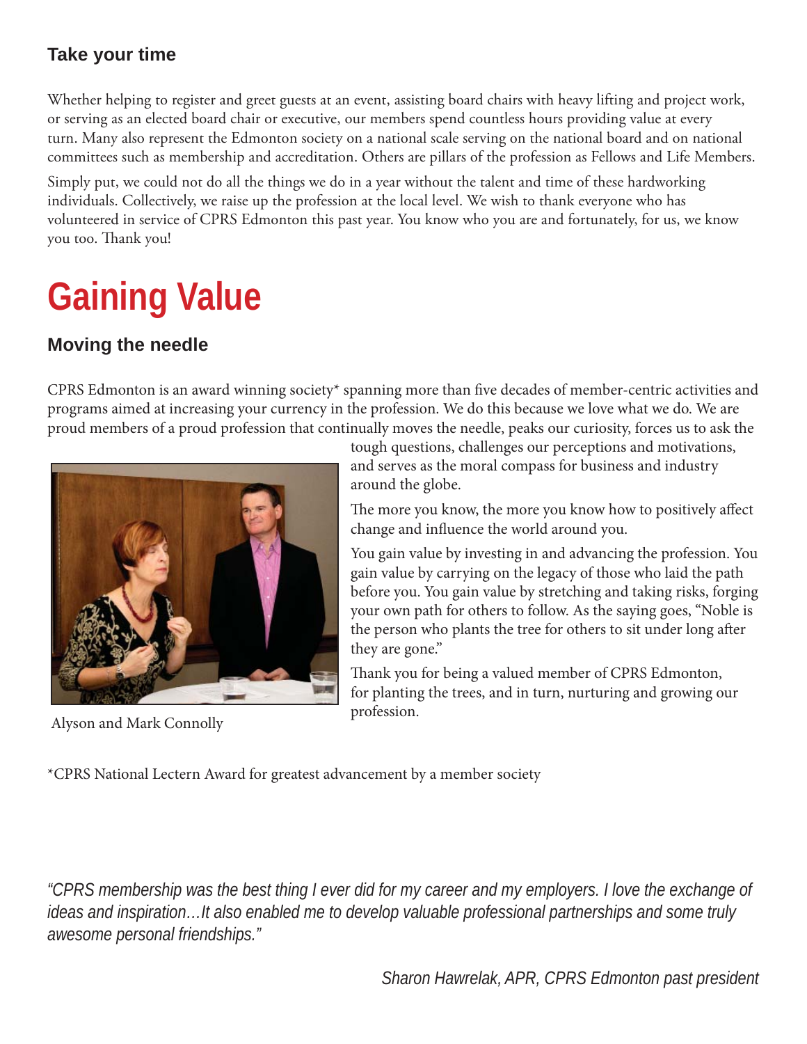### Take your time

Whether helping to register and greet guests at an event, assisting board chairs with heavy lifting and project work, or serving as an elected board chair or executive, our members spend countless hours providing value at every turn. Many also represent the Edmonton society on a national scale serving on the national board and on national committees such as membership and accreditation. Others are pillars of the profession as Fellows and Life Members.

Simply put, we could not do all the things we do in a year without the talent and time of these hardworking individuals. Collectively, we raise up the profession at the local level. We wish to thank everyone who has volunteered in service of CPRS Edmonton this past year. You know who you are and fortunately, for us, we know you too. Thank you!

# Gaining Value

### Moving the needle

CPRS Edmonton is an award winning society* spanning more than five decades of member-centric activities and programs aimed at increasing your currency in the profession. We do this because we love what we do. We are proud members of a proud profession that continually moves the needle, peaks our curiosity, forces us to ask the tough questions, challenges our perceptions and motivations, and serves as the moral compass for business and industry around the globe.

Alyson and Mark Connolly

The more you know, the more you know how to positively affect change and influence the world around you.

You gain value by investing in and advancing the profession. You gain value by carrying on the legacy of those who laid the path before you. You gain value by stretching and taking risks, forging your own path for others to follow. As the saying goes, "Noble is the person who plants the tree for others to sit under long after they are gone."

Thank you for being a valued member of CPRS Edmonton, for planting the trees, and in turn, nurturing and growing our profession.

*CPRS National Lectern Award for greatest advancement by a member society

*"CPRS membership was the best thing I ever did for my career and my employers. I love the exchange of ideas and inspiration…It also enabled me to develop valuable professional partnerships and some truly awesome personal friendships."*

*Sharon Hawrelak, APR, CPRS Edmonton past president*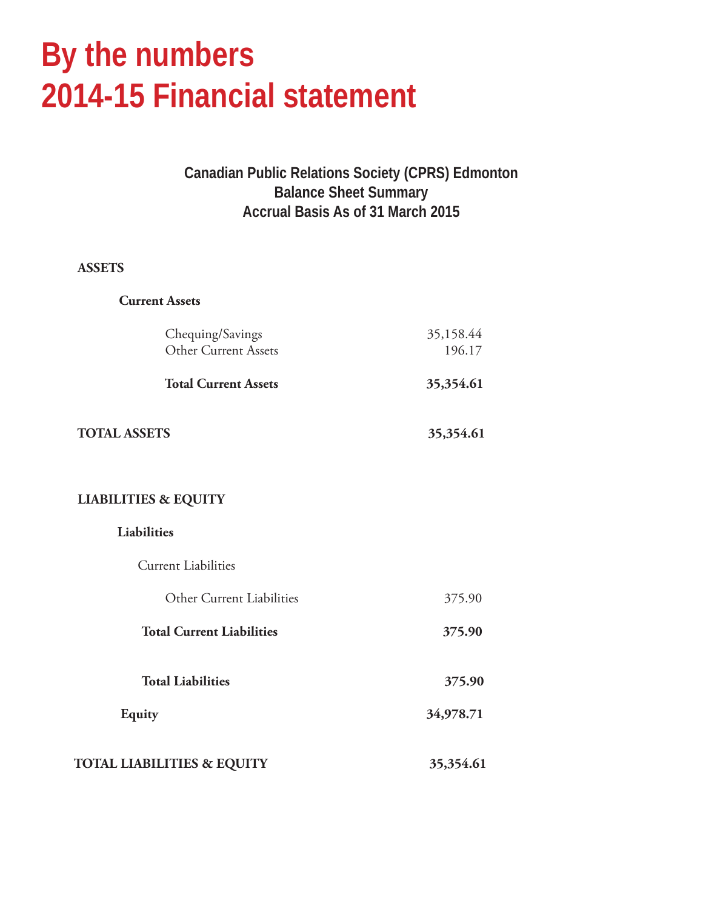# By the numbers
# 2014-15 Financial statement

**Canadian Public Relations Society (CPRS) Edmonton**
**Balance Sheet Summary**
**Accrual Basis As of 31 March 2015**

| | |
|---|---|
| **ASSETS** | |
| **Current Assets** | |
| Chequing/Savings | 35,158.44 |
| Other Current Assets | 196.17 |
| **Total Current Assets** | **35,354.61** |
| **TOTAL ASSETS** | **35,354.61** |
| **LIABILITIES & EQUITY** | |
| **Liabilities** | |
| Current Liabilities | |
| Other Current Liabilities | 375.90 |
| **Total Current Liabilities** | **375.90** |
| **Total Liabilities** | **375.90** |
| **Equity** | **34,978.71** |
| **TOTAL LIABILITIES & EQUITY** | **35,354.61** |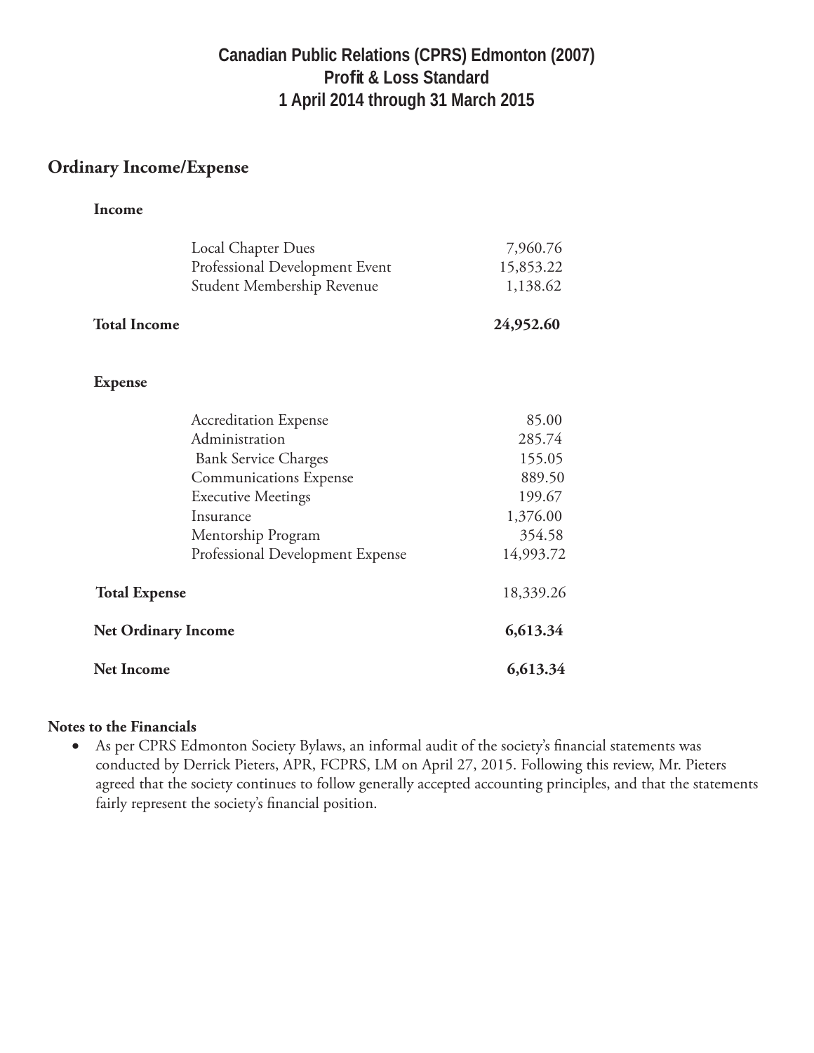# Canadian Public Relations (CPRS) Edmonton (2007)
# Profit & Loss Standard
# 1 April 2014 through 31 March 2015

## Ordinary Income/Expense

### Income

| | |
|---|---|
| Local Chapter Dues | 7,960.76 |
| Professional Development Event | 15,853.22 |
| Student Membership Revenue | 1,138.62 |
| **Total Income** | **24,952.60** |

### Expense

| | |
|---|---|
| Accreditation Expense | 85.00 |
| Administration | 285.74 |
| Bank Service Charges | 155.05 |
| Communications Expense | 889.50 |
| Executive Meetings | 199.67 |
| Insurance | 1,376.00 |
| Mentorship Program | 354.58 |
| Professional Development Expense | 14,993.72 |
| **Total Expense** | 18,339.26 |
| **Net Ordinary Income** | **6,613.34** |
| **Net Income** | **6,613.34** |

**Notes to the Financials**

- As per CPRS Edmonton Society Bylaws, an informal audit of the society's financial statements was conducted by Derrick Pieters, APR, FCPRS, LM on April 27, 2015. Following this review, Mr. Pieters agreed that the society continues to follow generally accepted accounting principles, and that the statements fairly represent the society's financial position.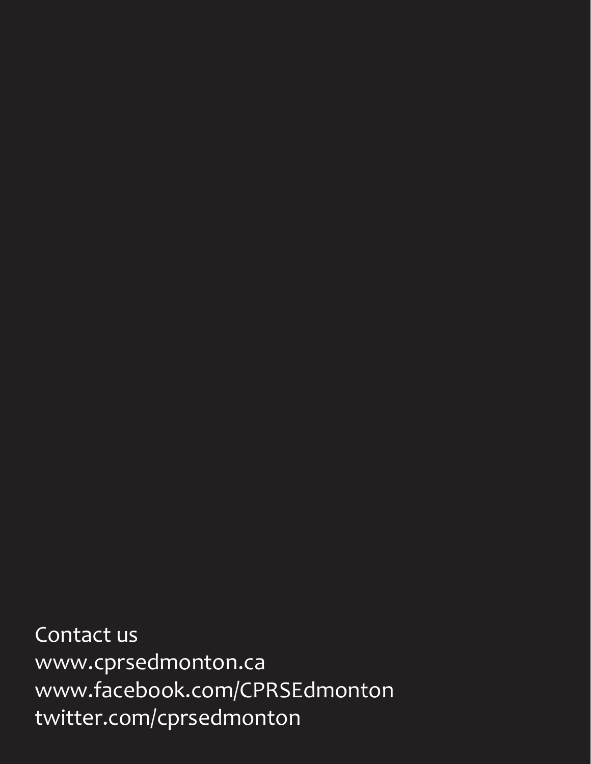Contact us
www.cprsedmonton.ca
www.facebook.com/CPRSEdmonton
twitter.com/cprsedmonton